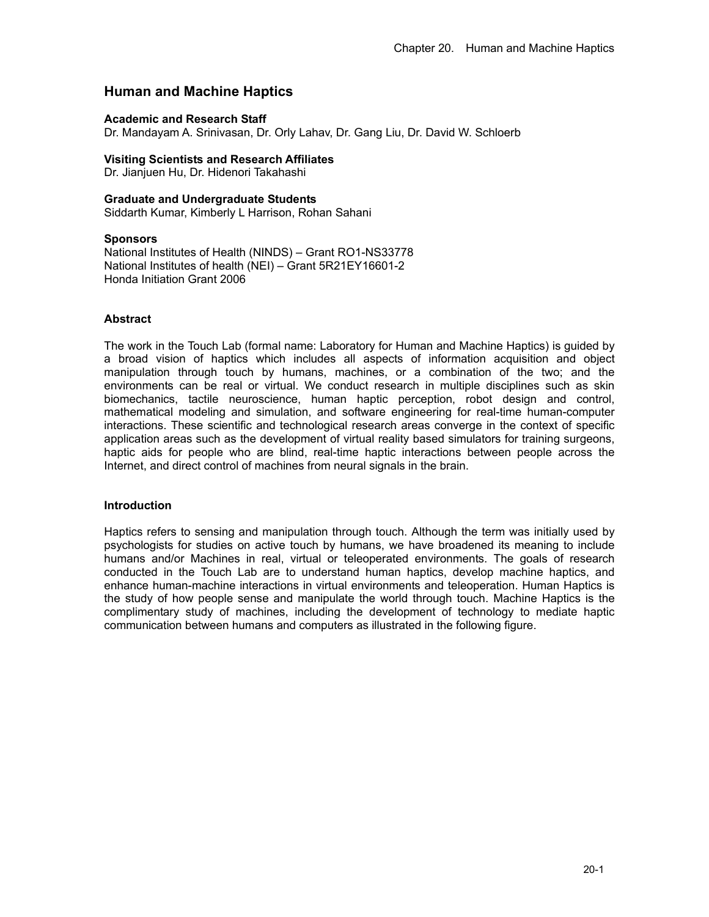# Human and Machine Haptics

**Academic and Research Staff**
Dr. Mandayam A. Srinivasan, Dr. Orly Lahav, Dr. Gang Liu, Dr. David W. Schloerb

**Visiting Scientists and Research Affiliates**
Dr. Jianjuen Hu, Dr. Hidenori Takahashi

**Graduate and Undergraduate Students**
Siddarth Kumar, Kimberly L Harrison, Rohan Sahani

**Sponsors**
National Institutes of Health (NINDS) – Grant RO1-NS33778
National Institutes of health (NEI) – Grant 5R21EY16601-2
Honda Initiation Grant 2006

## Abstract

The work in the Touch Lab (formal name: Laboratory for Human and Machine Haptics) is guided by a broad vision of haptics which includes all aspects of information acquisition and object manipulation through touch by humans, machines, or a combination of the two; and the environments can be real or virtual. We conduct research in multiple disciplines such as skin biomechanics, tactile neuroscience, human haptic perception, robot design and control, mathematical modeling and simulation, and software engineering for real-time human-computer interactions. These scientific and technological research areas converge in the context of specific application areas such as the development of virtual reality based simulators for training surgeons, haptic aids for people who are blind, real-time haptic interactions between people across the Internet, and direct control of machines from neural signals in the brain.

## Introduction

Haptics refers to sensing and manipulation through touch. Although the term was initially used by psychologists for studies on active touch by humans, we have broadened its meaning to include humans and/or Machines in real, virtual or teleoperated environments. The goals of research conducted in the Touch Lab are to understand human haptics, develop machine haptics, and enhance human-machine interactions in virtual environments and teleoperation. Human Haptics is the study of how people sense and manipulate the world through touch. Machine Haptics is the complimentary study of machines, including the development of technology to mediate haptic communication between humans and computers as illustrated in the following figure.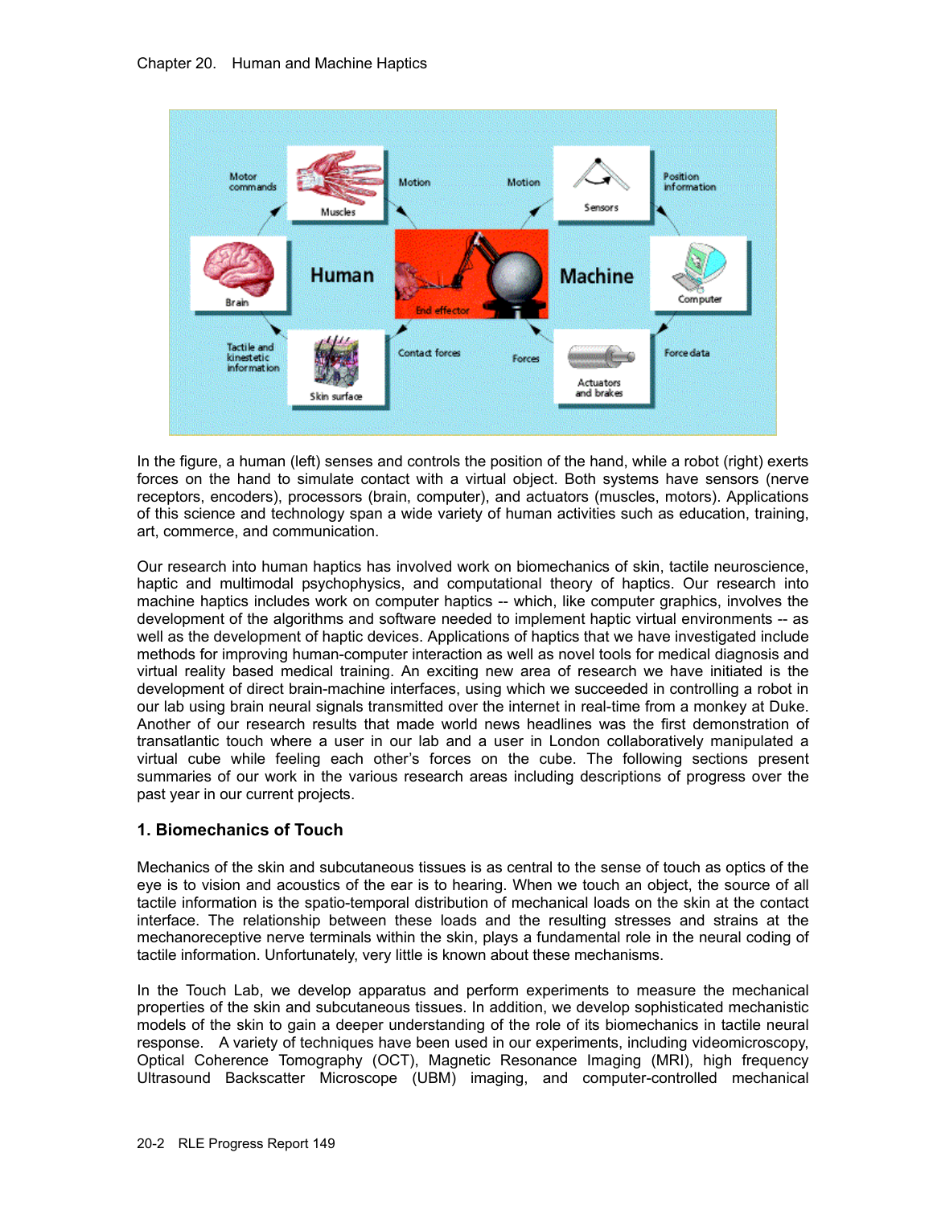In the figure, a human (left) senses and controls the position of the hand, while a robot (right) exerts forces on the hand to simulate contact with a virtual object. Both systems have sensors (nerve receptors, encoders), processors (brain, computer), and actuators (muscles, motors). Applications of this science and technology span a wide variety of human activities such as education, training, art, commerce, and communication.

Our research into human haptics has involved work on biomechanics of skin, tactile neuroscience, haptic and multimodal psychophysics, and computational theory of haptics. Our research into machine haptics includes work on computer haptics -- which, like computer graphics, involves the development of the algorithms and software needed to implement haptic virtual environments -- as well as the development of haptic devices. Applications of haptics that we have investigated include methods for improving human-computer interaction as well as novel tools for medical diagnosis and virtual reality based medical training. An exciting new area of research we have initiated is the development of direct brain-machine interfaces, using which we succeeded in controlling a robot in our lab using brain neural signals transmitted over the internet in real-time from a monkey at Duke. Another of our research results that made world news headlines was the first demonstration of transatlantic touch where a user in our lab and a user in London collaboratively manipulated a virtual cube while feeling each other's forces on the cube. The following sections present summaries of our work in the various research areas including descriptions of progress over the past year in our current projects.

## 1. Biomechanics of Touch

Mechanics of the skin and subcutaneous tissues is as central to the sense of touch as optics of the eye is to vision and acoustics of the ear is to hearing. When we touch an object, the source of all tactile information is the spatio-temporal distribution of mechanical loads on the skin at the contact interface. The relationship between these loads and the resulting stresses and strains at the mechanoreceptive nerve terminals within the skin, plays a fundamental role in the neural coding of tactile information. Unfortunately, very little is known about these mechanisms.

In the Touch Lab, we develop apparatus and perform experiments to measure the mechanical properties of the skin and subcutaneous tissues. In addition, we develop sophisticated mechanistic models of the skin to gain a deeper understanding of the role of its biomechanics in tactile neural response. A variety of techniques have been used in our experiments, including videomicroscopy, Optical Coherence Tomography (OCT), Magnetic Resonance Imaging (MRI), high frequency Ultrasound Backscatter Microscope (UBM) imaging, and computer-controlled mechanical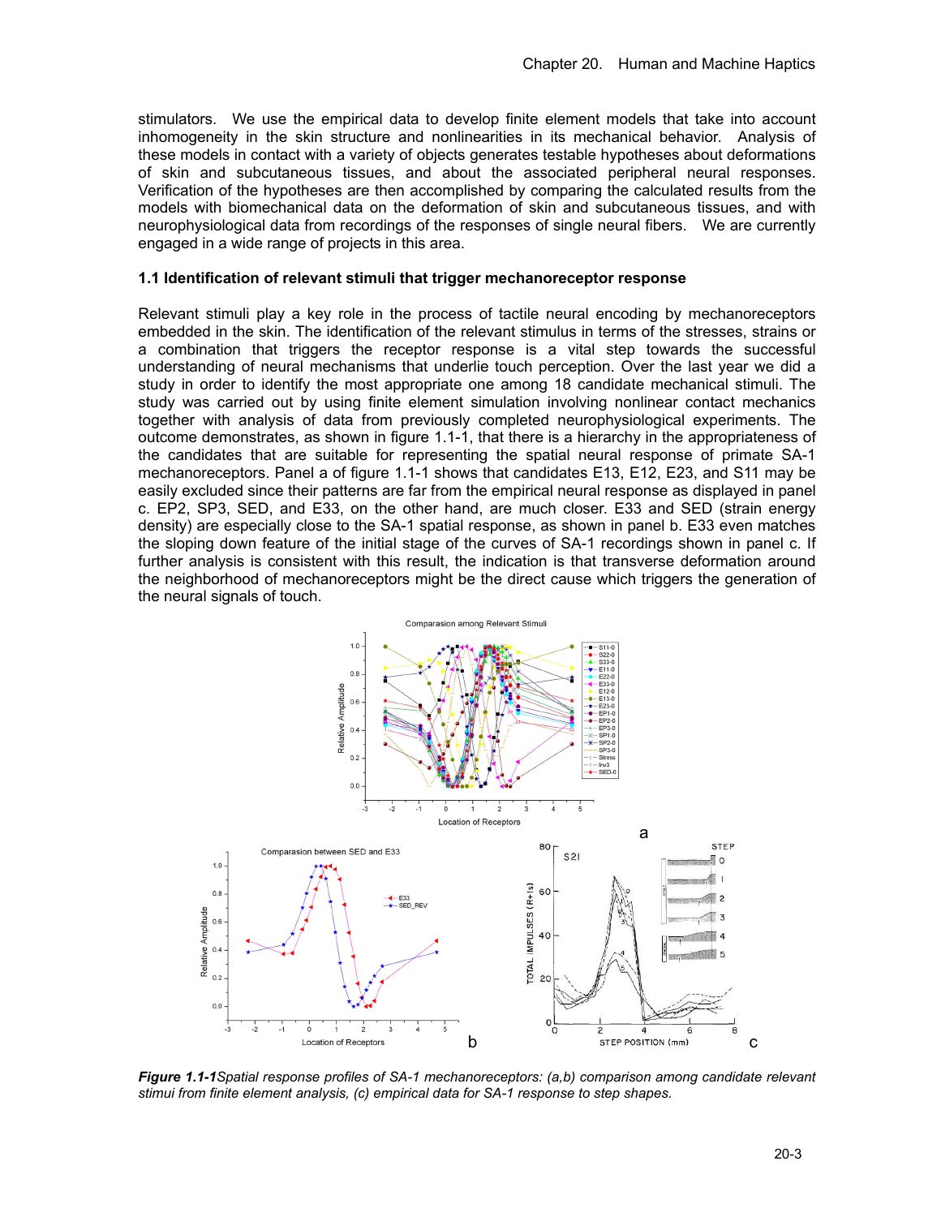stimulators. We use the empirical data to develop finite element models that take into account inhomogeneity in the skin structure and nonlinearities in its mechanical behavior. Analysis of these models in contact with a variety of objects generates testable hypotheses about deformations of skin and subcutaneous tissues, and about the associated peripheral neural responses. Verification of the hypotheses are then accomplished by comparing the calculated results from the models with biomechanical data on the deformation of skin and subcutaneous tissues, and with neurophysiological data from recordings of the responses of single neural fibers. We are currently engaged in a wide range of projects in this area.

### 1.1 Identification of relevant stimuli that trigger mechanoreceptor response

Relevant stimuli play a key role in the process of tactile neural encoding by mechanoreceptors embedded in the skin. The identification of the relevant stimulus in terms of the stresses, strains or a combination that triggers the receptor response is a vital step towards the successful understanding of neural mechanisms that underlie touch perception. Over the last year we did a study in order to identify the most appropriate one among 18 candidate mechanical stimuli. The study was carried out by using finite element simulation involving nonlinear contact mechanics together with analysis of data from previously completed neurophysiological experiments. The outcome demonstrates, as shown in figure 1.1-1, that there is a hierarchy in the appropriateness of the candidates that are suitable for representing the spatial neural response of primate SA-1 mechanoreceptors. Panel a of figure 1.1-1 shows that candidates E13, E12, E23, and S11 may be easily excluded since their patterns are far from the empirical neural response as displayed in panel c. EP2, SP3, SED, and E33, on the other hand, are much closer. E33 and SED (strain energy density) are especially close to the SA-1 spatial response, as shown in panel b. E33 even matches the sloping down feature of the initial stage of the curves of SA-1 recordings shown in panel c. If further analysis is consistent with this result, the indication is that transverse deformation around the neighborhood of mechanoreceptors might be the direct cause which triggers the generation of the neural signals of touch.

***Figure 1.1-1****Spatial response profiles of SA-1 mechanoreceptors: (a,b) comparison among candidate relevant stimui from finite element analysis, (c) empirical data for SA-1 response to step shapes.*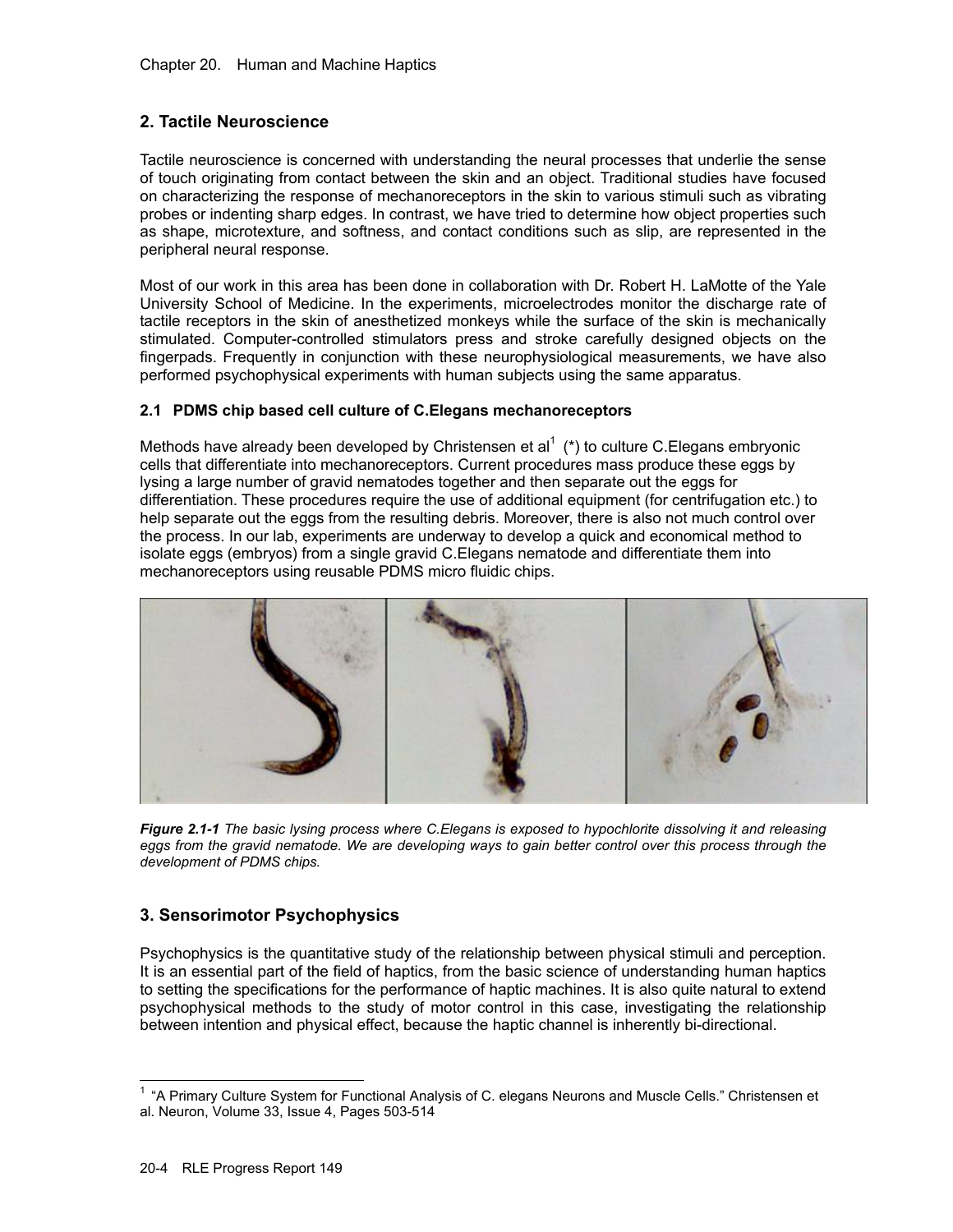## 2. Tactile Neuroscience

Tactile neuroscience is concerned with understanding the neural processes that underlie the sense of touch originating from contact between the skin and an object. Traditional studies have focused on characterizing the response of mechanoreceptors in the skin to various stimuli such as vibrating probes or indenting sharp edges. In contrast, we have tried to determine how object properties such as shape, microtexture, and softness, and contact conditions such as slip, are represented in the peripheral neural response.

Most of our work in this area has been done in collaboration with Dr. Robert H. LaMotte of the Yale University School of Medicine. In the experiments, microelectrodes monitor the discharge rate of tactile receptors in the skin of anesthetized monkeys while the surface of the skin is mechanically stimulated. Computer-controlled stimulators press and stroke carefully designed objects on the fingerpads. Frequently in conjunction with these neurophysiological measurements, we have also performed psychophysical experiments with human subjects using the same apparatus.

### 2.1 PDMS chip based cell culture of C.Elegans mechanoreceptors

Methods have already been developed by Christensen et al[1] (*) to culture C.Elegans embryonic cells that differentiate into mechanoreceptors. Current procedures mass produce these eggs by lysing a large number of gravid nematodes together and then separate out the eggs for differentiation. These procedures require the use of additional equipment (for centrifugation etc.) to help separate out the eggs from the resulting debris. Moreover, there is also not much control over the process. In our lab, experiments are underway to develop a quick and economical method to isolate eggs (embryos) from a single gravid C.Elegans nematode and differentiate them into mechanoreceptors using reusable PDMS micro fluidic chips.

***Figure 2.1-1*** *The basic lysing process where C.Elegans is exposed to hypochlorite dissolving it and releasing eggs from the gravid nematode. We are developing ways to gain better control over this process through the development of PDMS chips.*

## 3. Sensorimotor Psychophysics

Psychophysics is the quantitative study of the relationship between physical stimuli and perception. It is an essential part of the field of haptics, from the basic science of understanding human haptics to setting the specifications for the performance of haptic machines. It is also quite natural to extend psychophysical methods to the study of motor control in this case, investigating the relationship between intention and physical effect, because the haptic channel is inherently bi-directional.

---

[1] "A Primary Culture System for Functional Analysis of C. elegans Neurons and Muscle Cells." Christensen et al. Neuron, Volume 33, Issue 4, Pages 503-514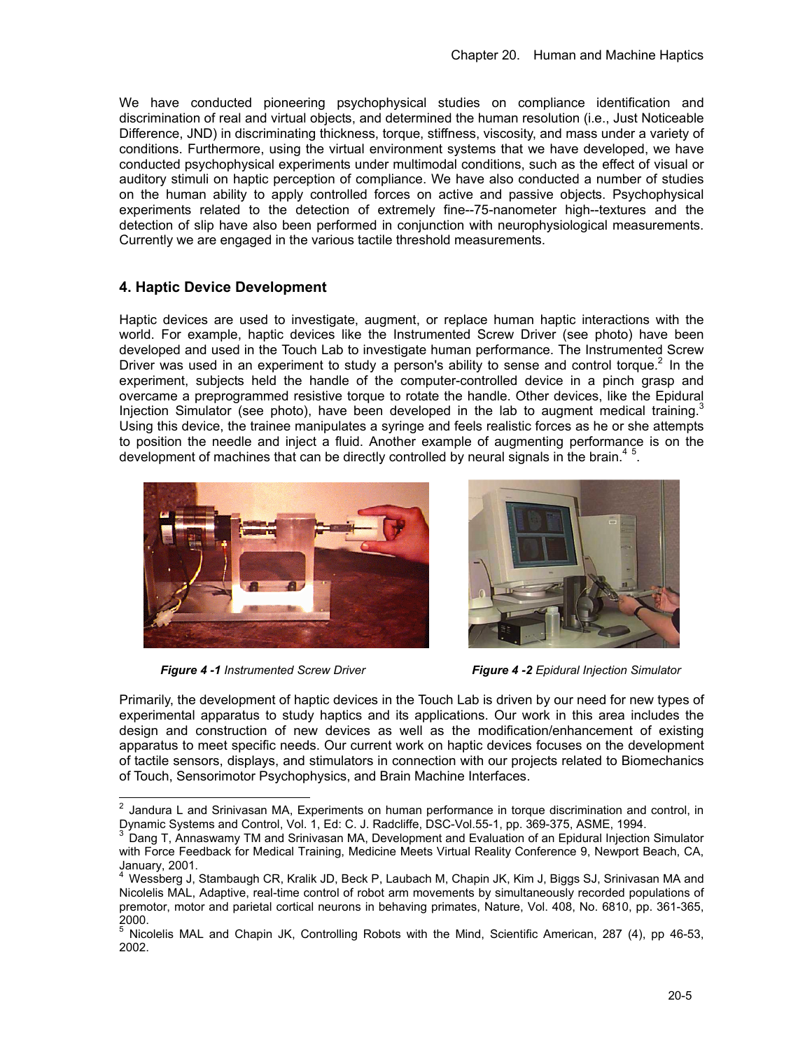We have conducted pioneering psychophysical studies on compliance identification and discrimination of real and virtual objects, and determined the human resolution (i.e., Just Noticeable Difference, JND) in discriminating thickness, torque, stiffness, viscosity, and mass under a variety of conditions. Furthermore, using the virtual environment systems that we have developed, we have conducted psychophysical experiments under multimodal conditions, such as the effect of visual or auditory stimuli on haptic perception of compliance. We have also conducted a number of studies on the human ability to apply controlled forces on active and passive objects. Psychophysical experiments related to the detection of extremely fine--75-nanometer high--textures and the detection of slip have also been performed in conjunction with neurophysiological measurements. Currently we are engaged in the various tactile threshold measurements.

## 4. Haptic Device Development

Haptic devices are used to investigate, augment, or replace human haptic interactions with the world. For example, haptic devices like the Instrumented Screw Driver (see photo) have been developed and used in the Touch Lab to investigate human performance. The Instrumented Screw Driver was used in an experiment to study a person's ability to sense and control torque.[2] In the experiment, subjects held the handle of the computer-controlled device in a pinch grasp and overcame a preprogrammed resistive torque to rotate the handle. Other devices, like the Epidural Injection Simulator (see photo), have been developed in the lab to augment medical training.[3] Using this device, the trainee manipulates a syringe and feels realistic forces as he or she attempts to position the needle and inject a fluid. Another example of augmenting performance is on the development of machines that can be directly controlled by neural signals in the brain.[4] [5].

***Figure 4 -1*** *Instrumented Screw Driver*

***Figure 4 -2*** *Epidural Injection Simulator*

Primarily, the development of haptic devices in the Touch Lab is driven by our need for new types of experimental apparatus to study haptics and its applications. Our work in this area includes the design and construction of new devices as well as the modification/enhancement of existing apparatus to meet specific needs. Our current work on haptic devices focuses on the development of tactile sensors, displays, and stimulators in connection with our projects related to Biomechanics of Touch, Sensorimotor Psychophysics, and Brain Machine Interfaces.

---

[2] Jandura L and Srinivasan MA, Experiments on human performance in torque discrimination and control, in Dynamic Systems and Control, Vol. 1, Ed: C. J. Radcliffe, DSC-Vol.55-1, pp. 369-375, ASME, 1994.

[3] Dang T, Annaswamy TM and Srinivasan MA, Development and Evaluation of an Epidural Injection Simulator with Force Feedback for Medical Training, Medicine Meets Virtual Reality Conference 9, Newport Beach, CA, January, 2001.

[4] Wessberg J, Stambaugh CR, Kralik JD, Beck P, Laubach M, Chapin JK, Kim J, Biggs SJ, Srinivasan MA and Nicolelis MAL, Adaptive, real-time control of robot arm movements by simultaneously recorded populations of premotor, motor and parietal cortical neurons in behaving primates, Nature, Vol. 408, No. 6810, pp. 361-365, 2000.

[5] Nicolelis MAL and Chapin JK, Controlling Robots with the Mind, Scientific American, 287 (4), pp 46-53, 2002.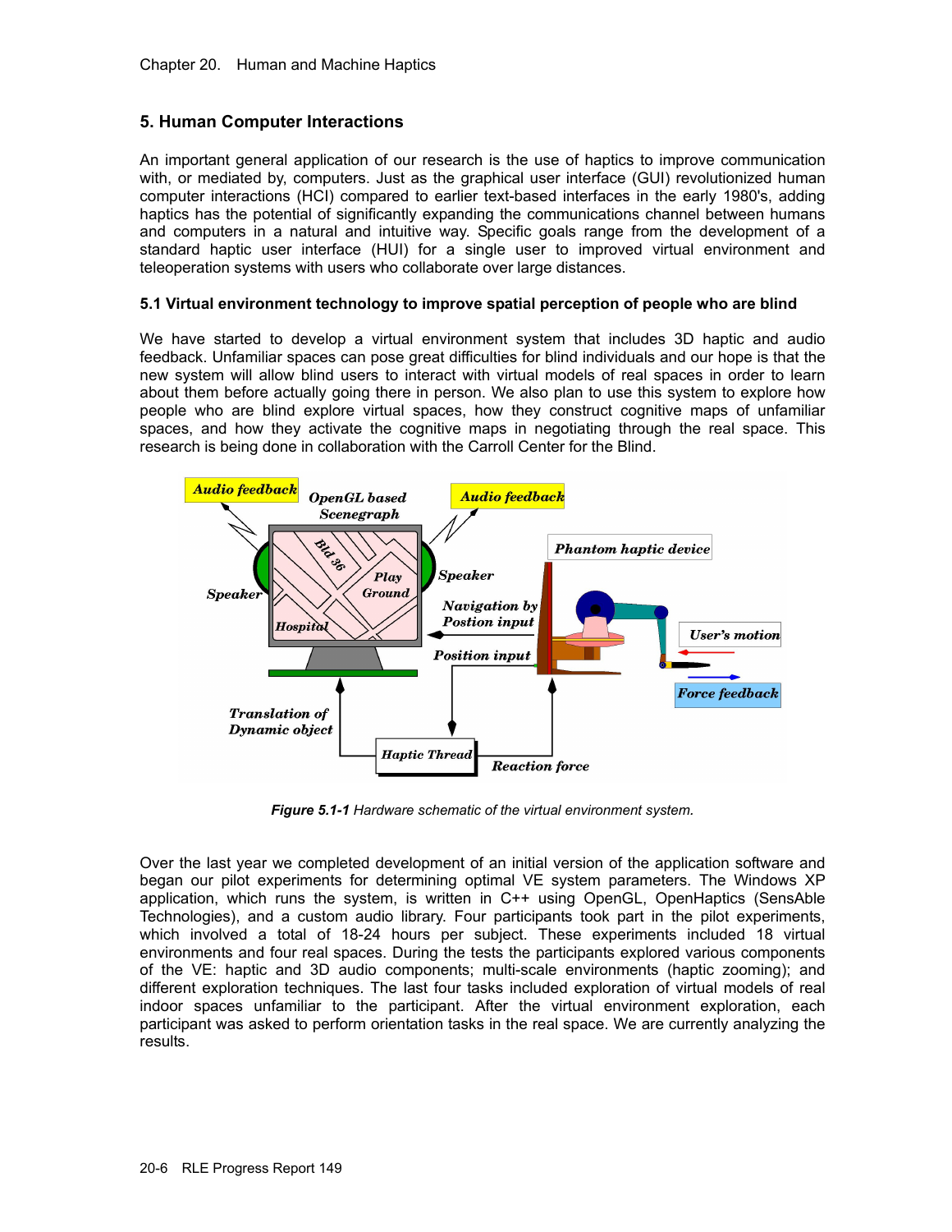## 5. Human Computer Interactions

An important general application of our research is the use of haptics to improve communication with, or mediated by, computers. Just as the graphical user interface (GUI) revolutionized human computer interactions (HCI) compared to earlier text-based interfaces in the early 1980's, adding haptics has the potential of significantly expanding the communications channel between humans and computers in a natural and intuitive way. Specific goals range from the development of a standard haptic user interface (HUI) for a single user to improved virtual environment and teleoperation systems with users who collaborate over large distances.

### 5.1 Virtual environment technology to improve spatial perception of people who are blind

We have started to develop a virtual environment system that includes 3D haptic and audio feedback. Unfamiliar spaces can pose great difficulties for blind individuals and our hope is that the new system will allow blind users to interact with virtual models of real spaces in order to learn about them before actually going there in person. We also plan to use this system to explore how people who are blind explore virtual spaces, how they construct cognitive maps of unfamiliar spaces, and how they activate the cognitive maps in negotiating through the real space. This research is being done in collaboration with the Carroll Center for the Blind.

***Figure 5.1-1*** *Hardware schematic of the virtual environment system.*

Over the last year we completed development of an initial version of the application software and began our pilot experiments for determining optimal VE system parameters. The Windows XP application, which runs the system, is written in C++ using OpenGL, OpenHaptics (SensAble Technologies), and a custom audio library. Four participants took part in the pilot experiments, which involved a total of 18-24 hours per subject. These experiments included 18 virtual environments and four real spaces. During the tests the participants explored various components of the VE: haptic and 3D audio components; multi-scale environments (haptic zooming); and different exploration techniques. The last four tasks included exploration of virtual models of real indoor spaces unfamiliar to the participant. After the virtual environment exploration, each participant was asked to perform orientation tasks in the real space. We are currently analyzing the results.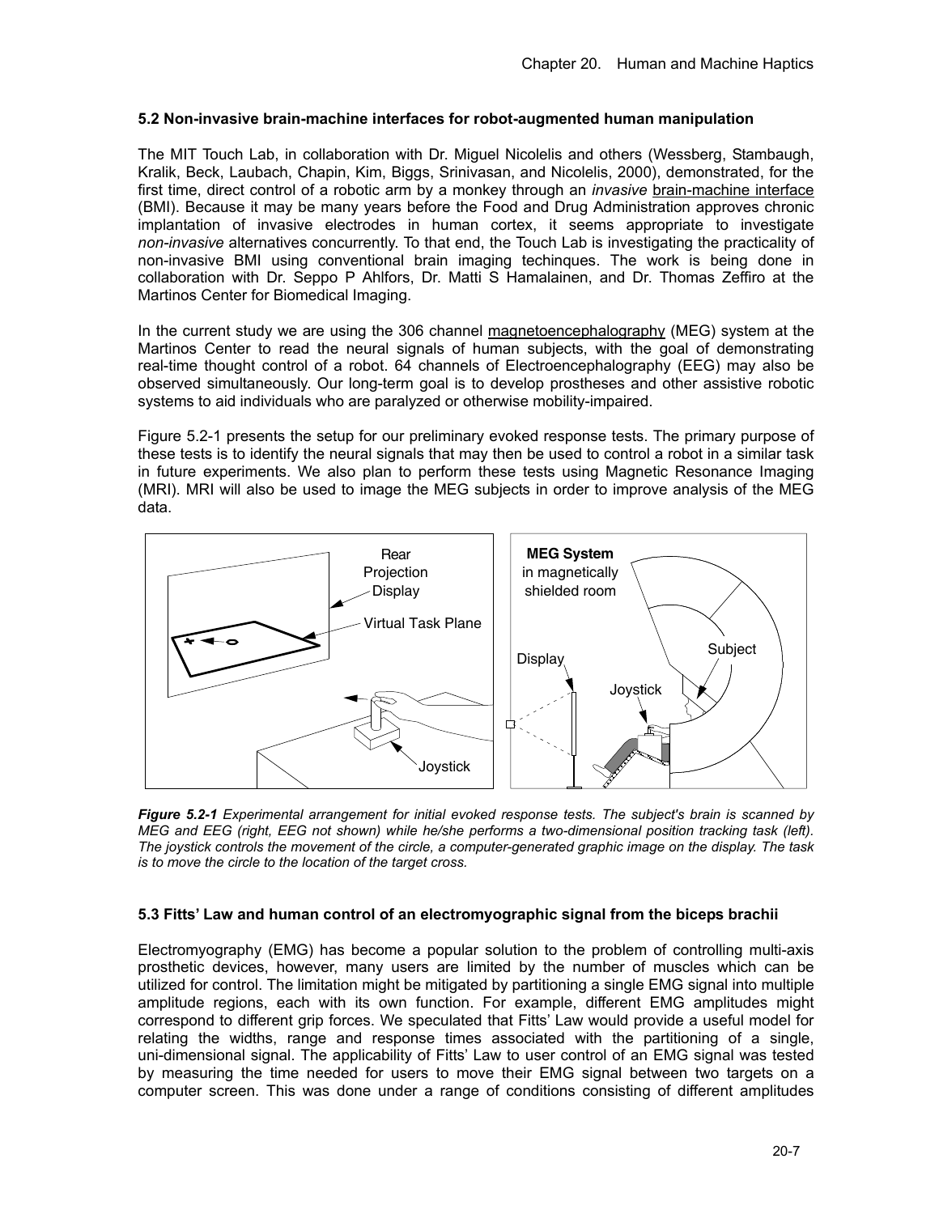### 5.2 Non-invasive brain-machine interfaces for robot-augmented human manipulation

The MIT Touch Lab, in collaboration with Dr. Miguel Nicolelis and others (Wessberg, Stambaugh, Kralik, Beck, Laubach, Chapin, Kim, Biggs, Srinivasan, and Nicolelis, 2000), demonstrated, for the first time, direct control of a robotic arm by a monkey through an *invasive* brain-machine interface (BMI). Because it may be many years before the Food and Drug Administration approves chronic implantation of invasive electrodes in human cortex, it seems appropriate to investigate *non-invasive* alternatives concurrently. To that end, the Touch Lab is investigating the practicality of non-invasive BMI using conventional brain imaging techinques. The work is being done in collaboration with Dr. Seppo P Ahlfors, Dr. Matti S Hamalainen, and Dr. Thomas Zeffiro at the Martinos Center for Biomedical Imaging.

In the current study we are using the 306 channel magnetoencephalography (MEG) system at the Martinos Center to read the neural signals of human subjects, with the goal of demonstrating real-time thought control of a robot. 64 channels of Electroencephalography (EEG) may also be observed simultaneously. Our long-term goal is to develop prostheses and other assistive robotic systems to aid individuals who are paralyzed or otherwise mobility-impaired.

Figure 5.2-1 presents the setup for our preliminary evoked response tests. The primary purpose of these tests is to identify the neural signals that may then be used to control a robot in a similar task in future experiments. We also plan to perform these tests using Magnetic Resonance Imaging (MRI). MRI will also be used to image the MEG subjects in order to improve analysis of the MEG data.

***Figure 5.2-1*** *Experimental arrangement for initial evoked response tests. The subject's brain is scanned by MEG and EEG (right, EEG not shown) while he/she performs a two-dimensional position tracking task (left). The joystick controls the movement of the circle, a computer-generated graphic image on the display. The task is to move the circle to the location of the target cross.*

### 5.3 Fitts' Law and human control of an electromyographic signal from the biceps brachii

Electromyography (EMG) has become a popular solution to the problem of controlling multi-axis prosthetic devices, however, many users are limited by the number of muscles which can be utilized for control. The limitation might be mitigated by partitioning a single EMG signal into multiple amplitude regions, each with its own function. For example, different EMG amplitudes might correspond to different grip forces. We speculated that Fitts' Law would provide a useful model for relating the widths, range and response times associated with the partitioning of a single, uni-dimensional signal. The applicability of Fitts' Law to user control of an EMG signal was tested by measuring the time needed for users to move their EMG signal between two targets on a computer screen. This was done under a range of conditions consisting of different amplitudes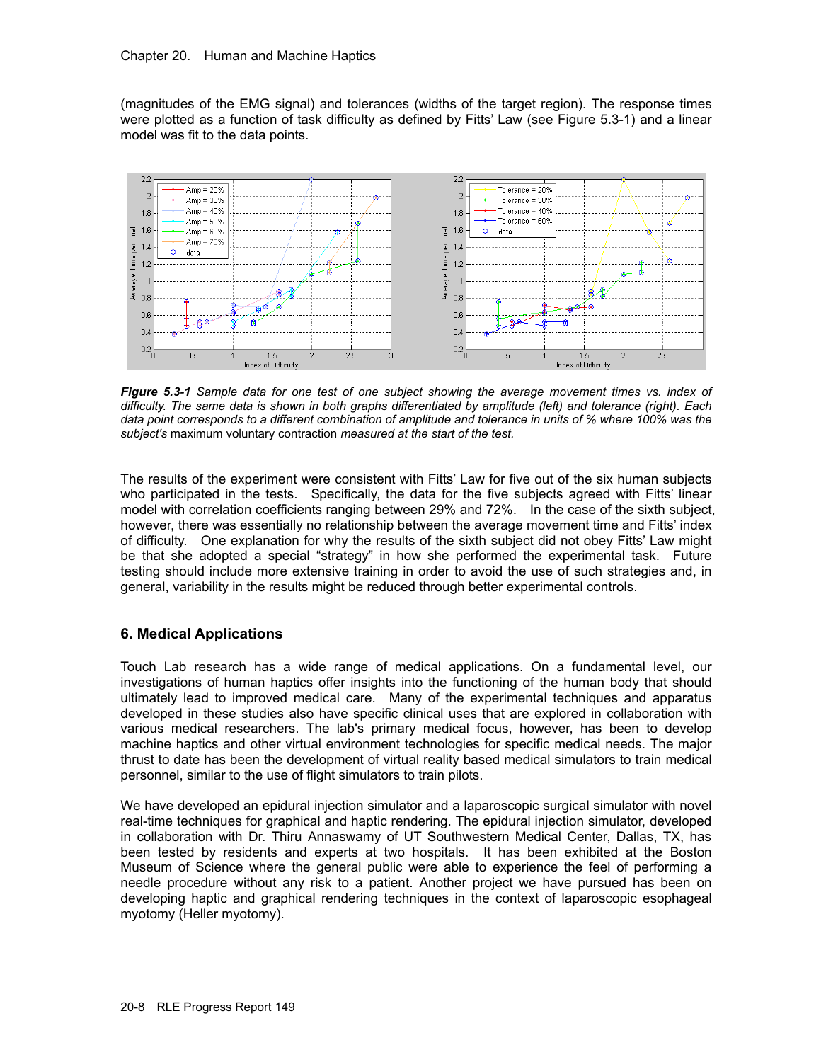(magnitudes of the EMG signal) and tolerances (widths of the target region). The response times were plotted as a function of task difficulty as defined by Fitts' Law (see Figure 5.3-1) and a linear model was fit to the data points.

***Figure 5.3-1*** *Sample data for one test of one subject showing the average movement times vs. index of difficulty. The same data is shown in both graphs differentiated by amplitude (left) and tolerance (right). Each data point corresponds to a different combination of amplitude and tolerance in units of % where 100% was the subject's* maximum voluntary contraction *measured at the start of the test.*

The results of the experiment were consistent with Fitts' Law for five out of the six human subjects who participated in the tests. Specifically, the data for the five subjects agreed with Fitts' linear model with correlation coefficients ranging between 29% and 72%. In the case of the sixth subject, however, there was essentially no relationship between the average movement time and Fitts' index of difficulty. One explanation for why the results of the sixth subject did not obey Fitts' Law might be that she adopted a special "strategy" in how she performed the experimental task. Future testing should include more extensive training in order to avoid the use of such strategies and, in general, variability in the results might be reduced through better experimental controls.

## 6. Medical Applications

Touch Lab research has a wide range of medical applications. On a fundamental level, our investigations of human haptics offer insights into the functioning of the human body that should ultimately lead to improved medical care. Many of the experimental techniques and apparatus developed in these studies also have specific clinical uses that are explored in collaboration with various medical researchers. The lab's primary medical focus, however, has been to develop machine haptics and other virtual environment technologies for specific medical needs. The major thrust to date has been the development of virtual reality based medical simulators to train medical personnel, similar to the use of flight simulators to train pilots.

We have developed an epidural injection simulator and a laparoscopic surgical simulator with novel real-time techniques for graphical and haptic rendering. The epidural injection simulator, developed in collaboration with Dr. Thiru Annaswamy of UT Southwestern Medical Center, Dallas, TX, has been tested by residents and experts at two hospitals. It has been exhibited at the Boston Museum of Science where the general public were able to experience the feel of performing a needle procedure without any risk to a patient. Another project we have pursued has been on developing haptic and graphical rendering techniques in the context of laparoscopic esophageal myotomy (Heller myotomy).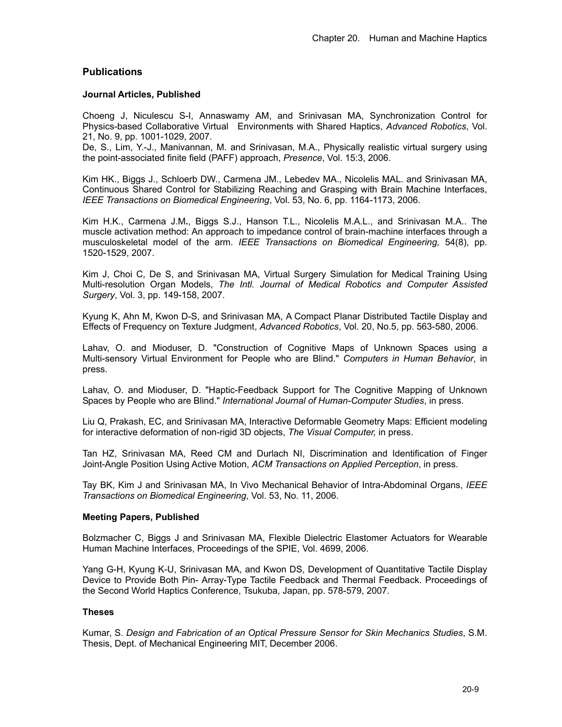## Publications

### Journal Articles, Published

Choeng J, Niculescu S-I, Annaswamy AM, and Srinivasan MA, Synchronization Control for Physics-based Collaborative Virtual Environments with Shared Haptics, *Advanced Robotics*, Vol. 21, No. 9, pp. 1001-1029, 2007.

De, S., Lim, Y.-J., Manivannan, M. and Srinivasan, M.A., Physically realistic virtual surgery using the point-associated finite field (PAFF) approach, *Presence*, Vol. 15:3, 2006.

Kim HK., Biggs J., Schloerb DW., Carmena JM., Lebedev MA., Nicolelis MAL. and Srinivasan MA, Continuous Shared Control for Stabilizing Reaching and Grasping with Brain Machine Interfaces, *IEEE Transactions on Biomedical Engineering*, Vol. 53, No. 6, pp. 1164-1173, 2006.

Kim H.K., Carmena J.M., Biggs S.J., Hanson T.L., Nicolelis M.A.L., and Srinivasan M.A.. The muscle activation method: An approach to impedance control of brain-machine interfaces through a musculoskeletal model of the arm. *IEEE Transactions on Biomedical Engineering,* 54(8), pp. 1520-1529, 2007.

Kim J, Choi C, De S, and Srinivasan MA, Virtual Surgery Simulation for Medical Training Using Multi-resolution Organ Models, *The Intl. Journal of Medical Robotics and Computer Assisted Surgery*, Vol. 3, pp. 149-158, 2007.

Kyung K, Ahn M, Kwon D-S, and Srinivasan MA, A Compact Planar Distributed Tactile Display and Effects of Frequency on Texture Judgment, *Advanced Robotics*, Vol. 20, No.5, pp. 563-580, 2006.

Lahav, O. and Mioduser, D. "Construction of Cognitive Maps of Unknown Spaces using a Multi-sensory Virtual Environment for People who are Blind." *Computers in Human Behavior*, in press.

Lahav, O. and Mioduser, D. "Haptic-Feedback Support for The Cognitive Mapping of Unknown Spaces by People who are Blind." *International Journal of Human-Computer Studies*, in press.

Liu Q, Prakash, EC, and Srinivasan MA, Interactive Deformable Geometry Maps: Efficient modeling for interactive deformation of non-rigid 3D objects, *The Visual Computer,* in press.

Tan HZ, Srinivasan MA, Reed CM and Durlach NI, Discrimination and Identification of Finger Joint-Angle Position Using Active Motion, *ACM Transactions on Applied Perception*, in press.

Tay BK, Kim J and Srinivasan MA, In Vivo Mechanical Behavior of Intra-Abdominal Organs, *IEEE Transactions on Biomedical Engineering*, Vol. 53, No. 11, 2006.

### Meeting Papers, Published

Bolzmacher C, Biggs J and Srinivasan MA, Flexible Dielectric Elastomer Actuators for Wearable Human Machine Interfaces, Proceedings of the SPIE, Vol. 4699, 2006.

Yang G-H, Kyung K-U, Srinivasan MA, and Kwon DS, Development of Quantitative Tactile Display Device to Provide Both Pin- Array-Type Tactile Feedback and Thermal Feedback. Proceedings of the Second World Haptics Conference, Tsukuba, Japan, pp. 578-579, 2007.

### Theses

Kumar, S. *Design and Fabrication of an Optical Pressure Sensor for Skin Mechanics Studies*, S.M. Thesis, Dept. of Mechanical Engineering MIT, December 2006.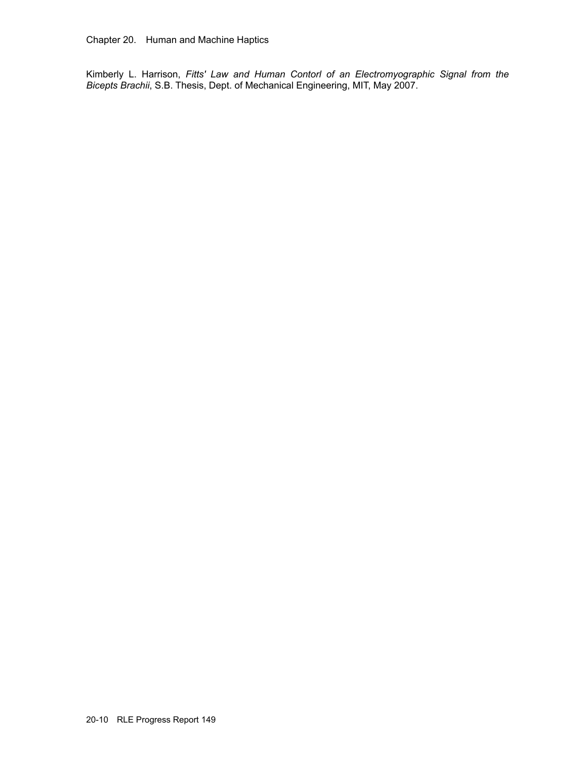Kimberly L. Harrison, *Fitts' Law and Human Contorl of an Electromyographic Signal from the Bicepts Brachii*, S.B. Thesis, Dept. of Mechanical Engineering, MIT, May 2007.